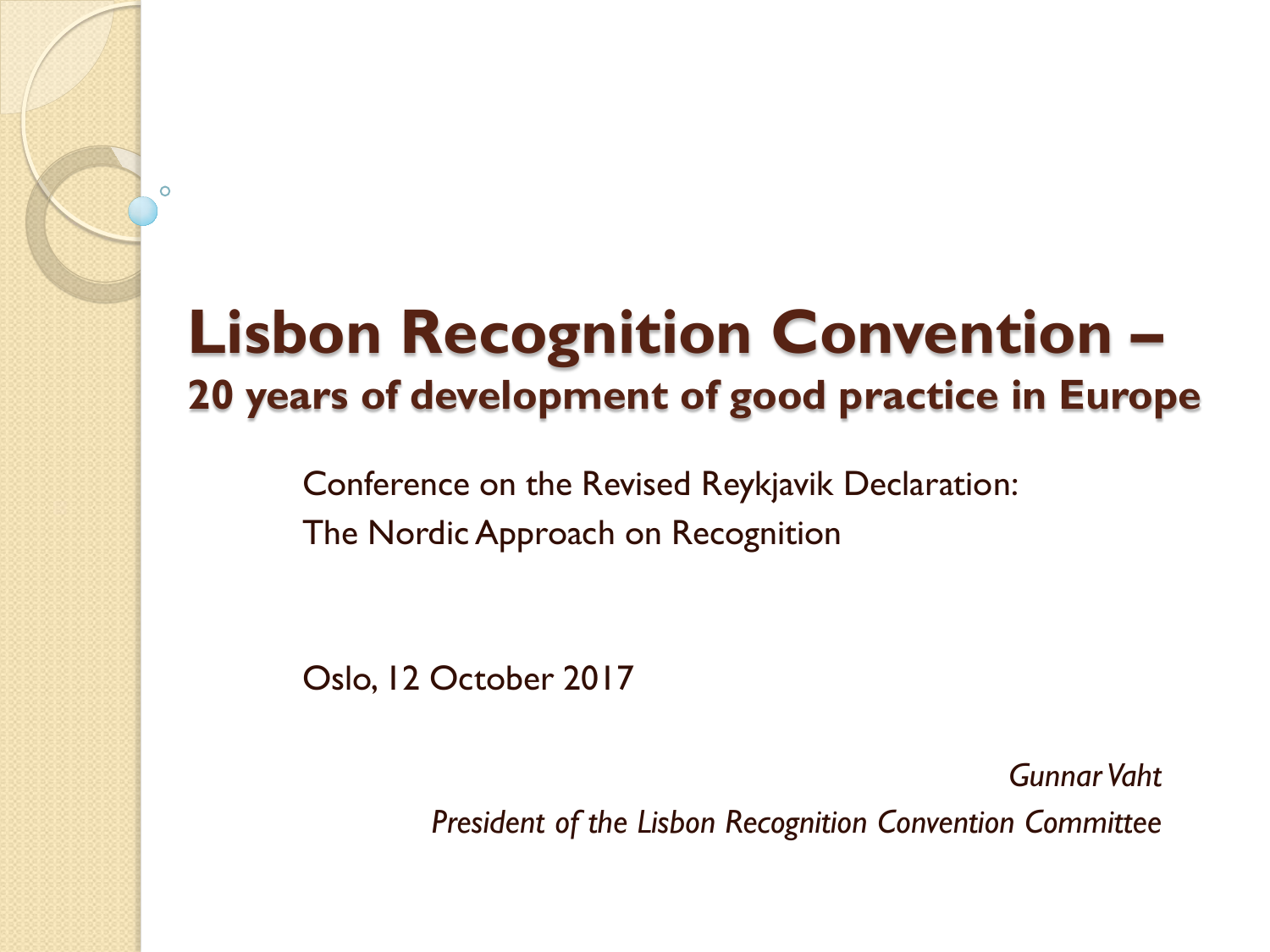# Lisbon Recognition Convention –

## 20 years of development of good practice in Europe

Conference on the Revised Reykjavik Declaration:
The Nordic Approach on Recognition

Oslo, 12 October 2017

*Gunnar Vaht*
*President of the Lisbon Recognition Convention Committee*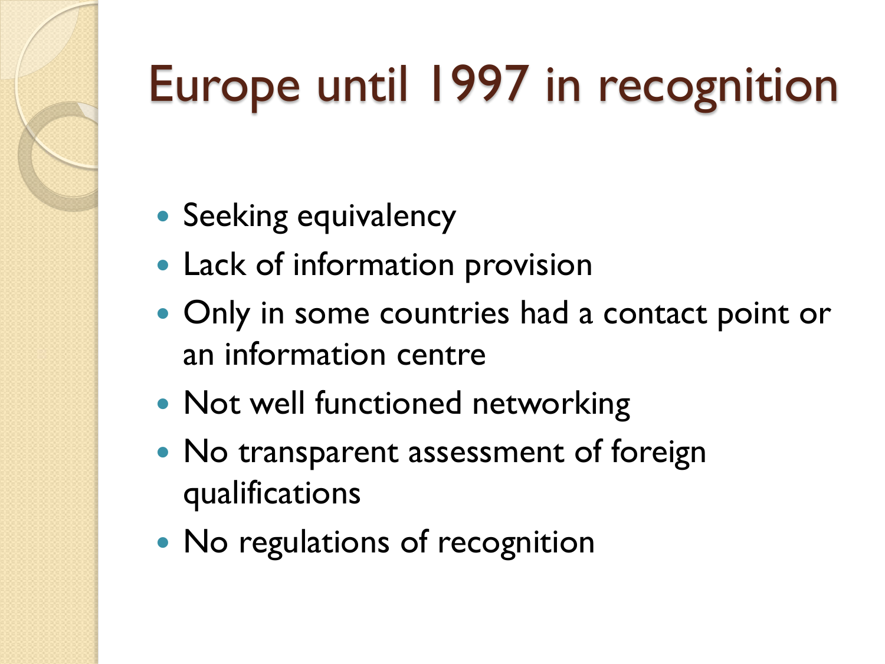# Europe until 1997 in recognition

- Seeking equivalency
- Lack of information provision
- Only in some countries had a contact point or an information centre
- Not well functioned networking
- No transparent assessment of foreign qualifications
- No regulations of recognition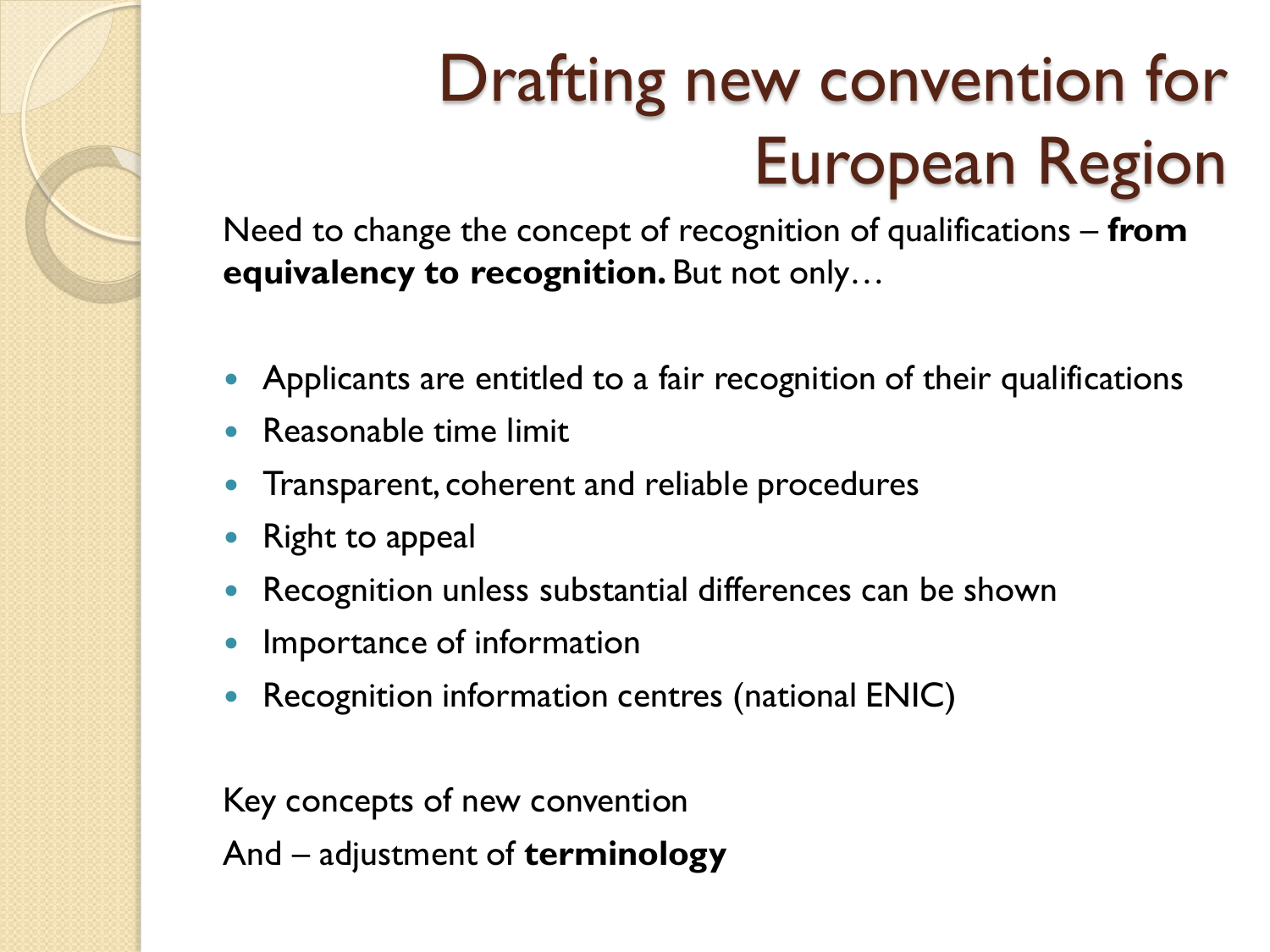# Drafting new convention for European Region

Need to change the concept of recognition of qualifications – **from equivalency to recognition.** But not only…

- Applicants are entitled to a fair recognition of their qualifications
- Reasonable time limit
- Transparent, coherent and reliable procedures
- Right to appeal
- Recognition unless substantial differences can be shown
- Importance of information
- Recognition information centres (national ENIC)

Key concepts of new convention

And – adjustment of **terminology**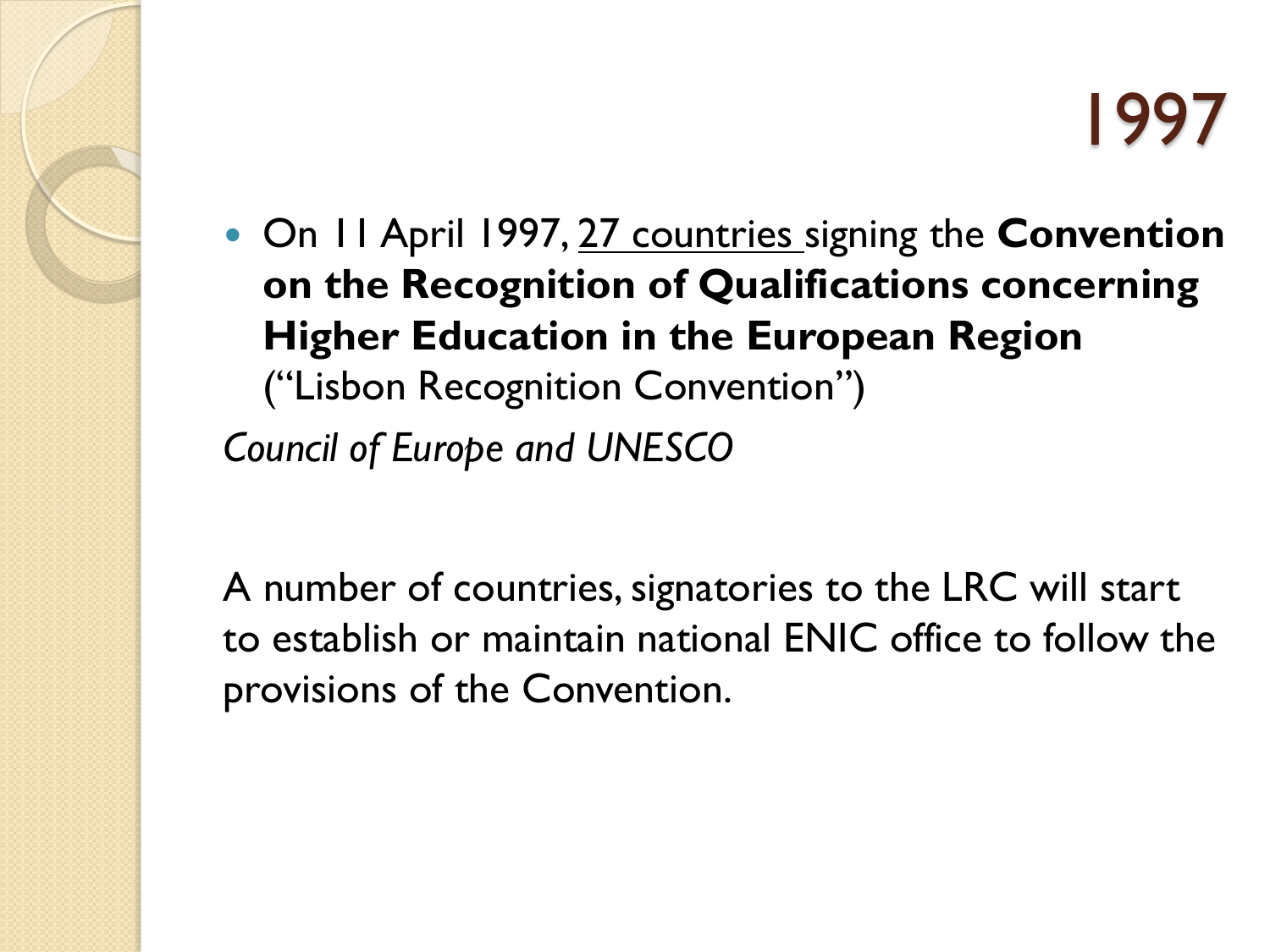# 1997

- On 11 April 1997, 27 countries signing the **Convention on the Recognition of Qualifications concerning Higher Education in the European Region** ("Lisbon Recognition Convention")

*Council of Europe and UNESCO*

A number of countries, signatories to the LRC will start to establish or maintain national ENIC office to follow the provisions of the Convention.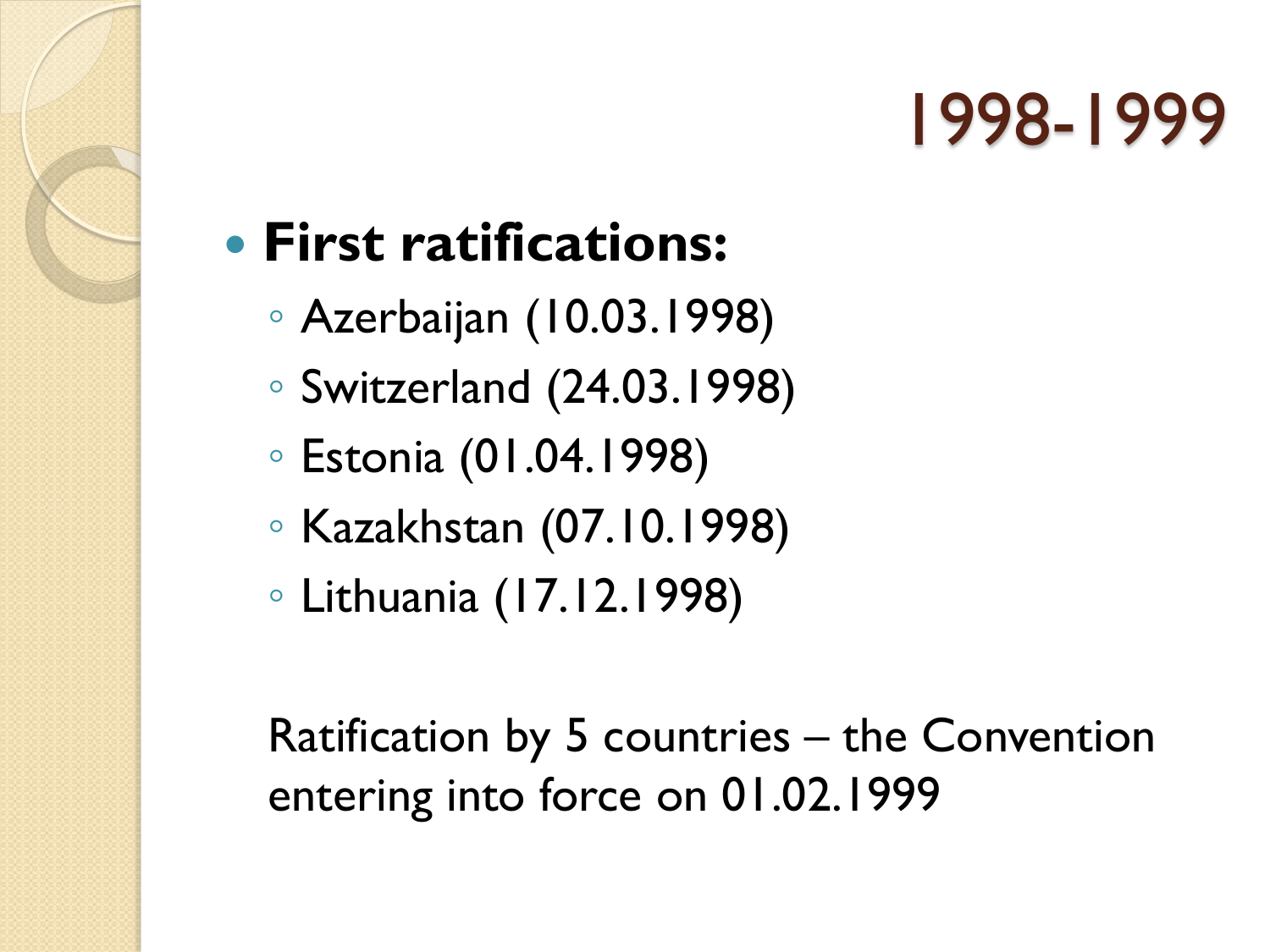# 1998-1999

- **First ratifications:**
  - Azerbaijan (10.03.1998)
  - Switzerland (24.03.1998)
  - Estonia (01.04.1998)
  - Kazakhstan (07.10.1998)
  - Lithuania (17.12.1998)

Ratification by 5 countries – the Convention entering into force on 01.02.1999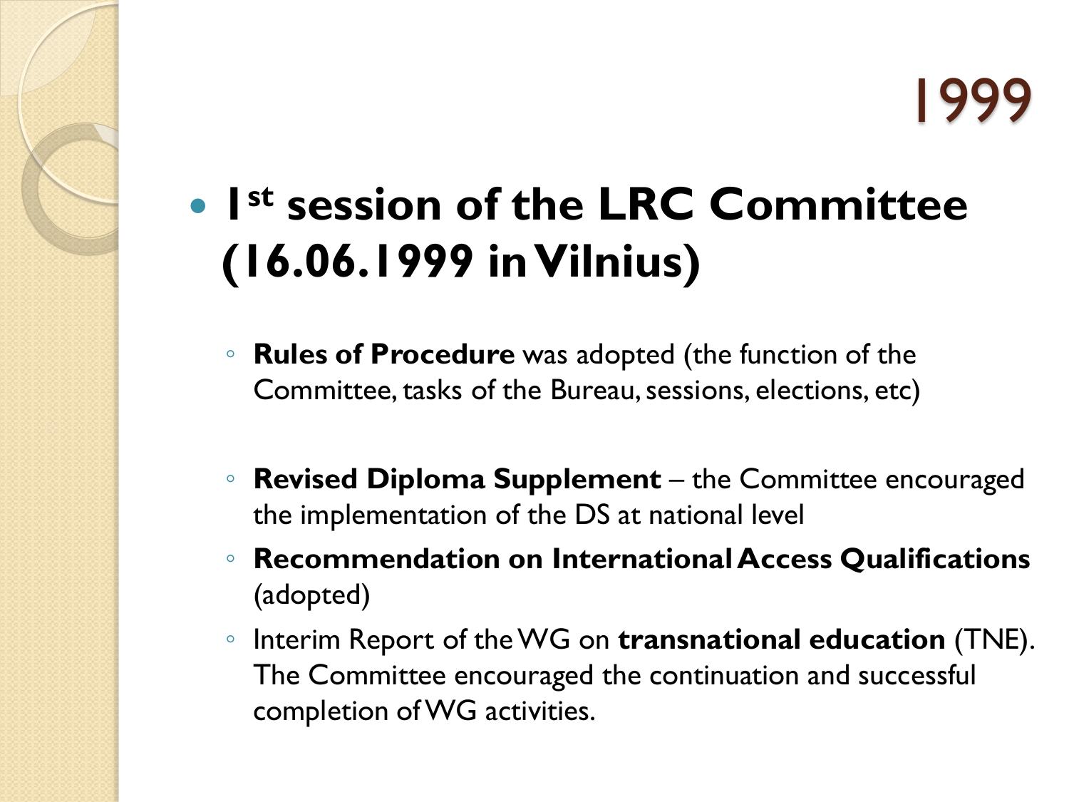# 1999

- **1st session of the LRC Committee (16.06.1999 in Vilnius)**

  - **Rules of Procedure** was adopted (the function of the Committee, tasks of the Bureau, sessions, elections, etc)
  - **Revised Diploma Supplement** – the Committee encouraged the implementation of the DS at national level
  - **Recommendation on International Access Qualifications** (adopted)
  - Interim Report of the WG on **transnational education** (TNE). The Committee encouraged the continuation and successful completion of WG activities.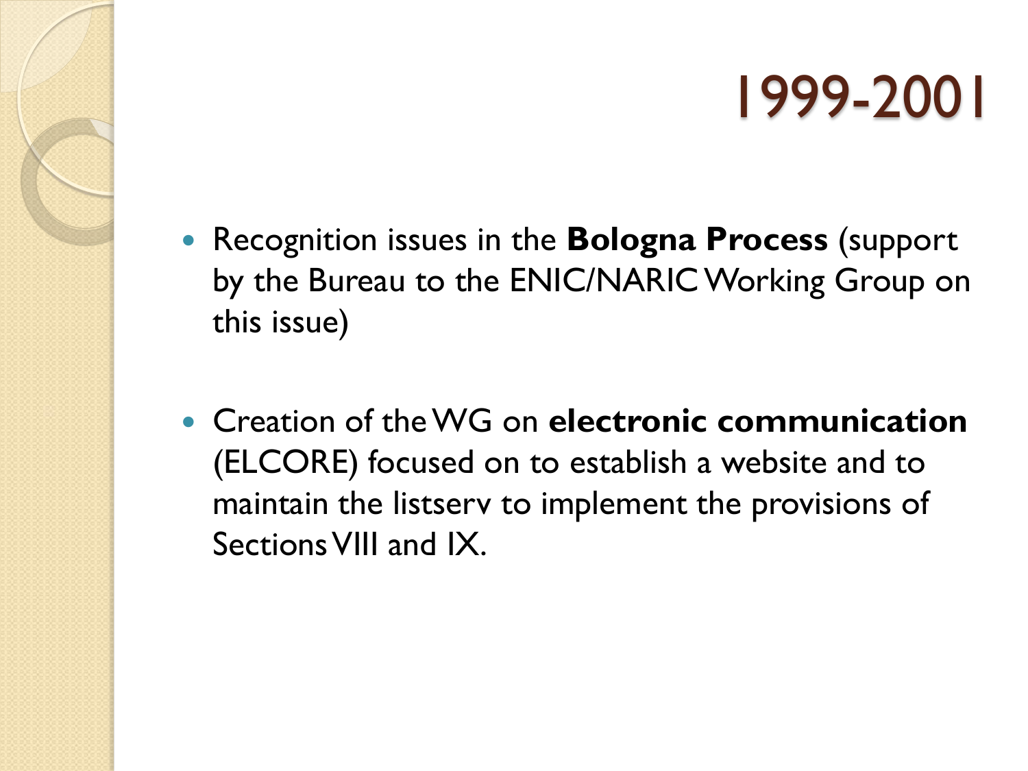# 1999-2001

- Recognition issues in the **Bologna Process** (support by the Bureau to the ENIC/NARIC Working Group on this issue)

- Creation of the WG on **electronic communication** (ELCORE) focused on to establish a website and to maintain the listserv to implement the provisions of Sections VIII and IX.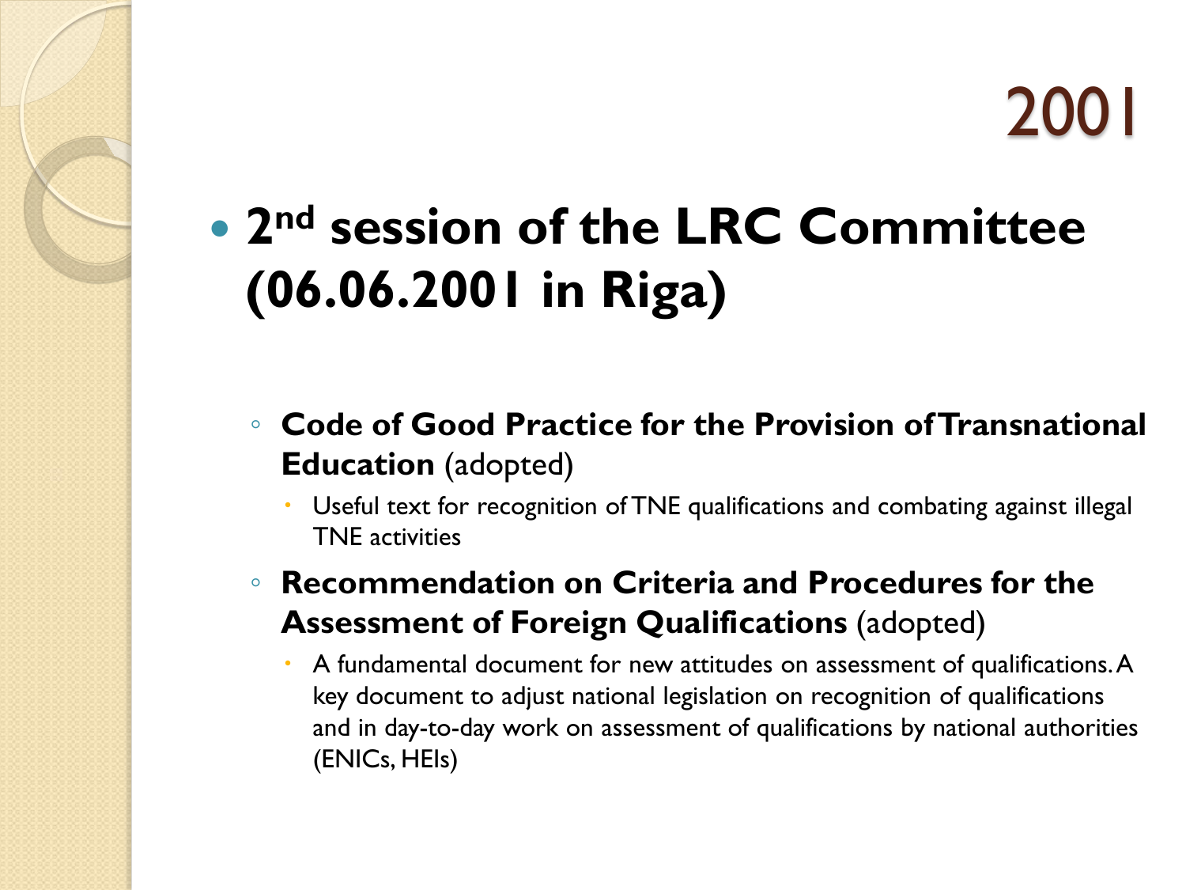# 2001

- **2nd session of the LRC Committee (06.06.2001 in Riga)**
  - **Code of Good Practice for the Provision of Transnational Education** (adopted)
    - Useful text for recognition of TNE qualifications and combating against illegal TNE activities
  - **Recommendation on Criteria and Procedures for the Assessment of Foreign Qualifications** (adopted)
    - A fundamental document for new attitudes on assessment of qualifications. A key document to adjust national legislation on recognition of qualifications and in day-to-day work on assessment of qualifications by national authorities (ENICs, HEIs)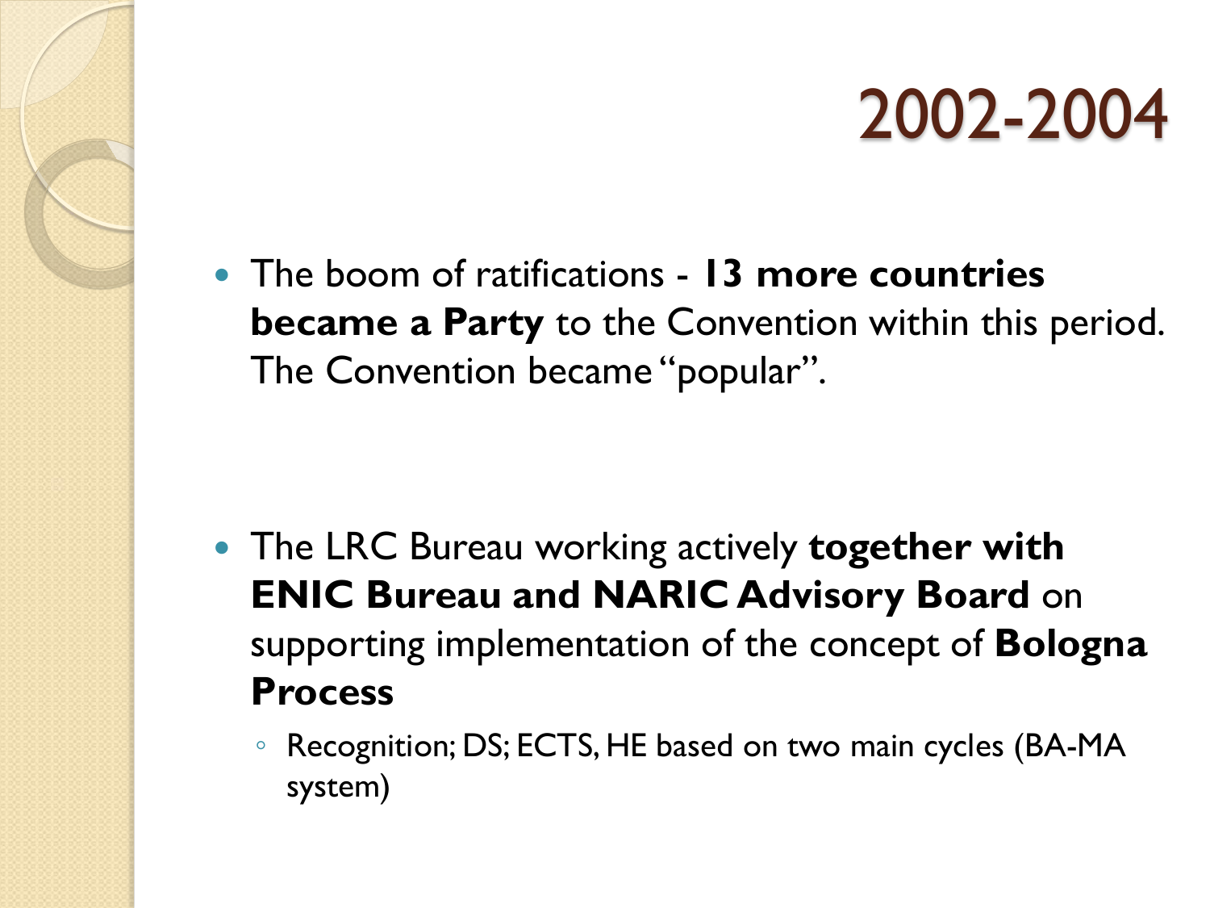# 2002-2004

- The boom of ratifications - **13 more countries became a Party** to the Convention within this period. The Convention became "popular".

- The LRC Bureau working actively **together with ENIC Bureau and NARIC Advisory Board** on supporting implementation of the concept of **Bologna Process**
  - Recognition; DS; ECTS, HE based on two main cycles (BA-MA system)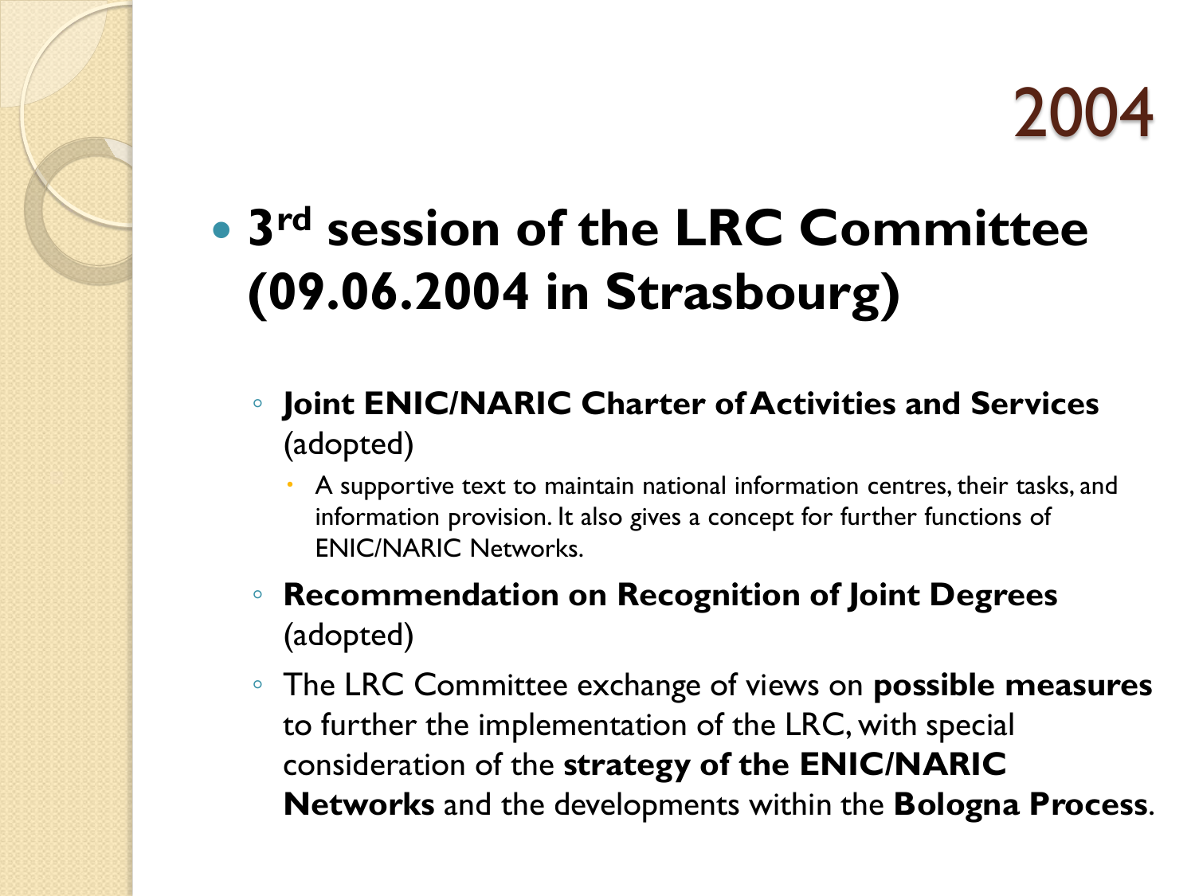# 2004

- **3rd session of the LRC Committee (09.06.2004 in Strasbourg)**
  - **Joint ENIC/NARIC Charter of Activities and Services** (adopted)
    - A supportive text to maintain national information centres, their tasks, and information provision. It also gives a concept for further functions of ENIC/NARIC Networks.
  - **Recommendation on Recognition of Joint Degrees** (adopted)
  - The LRC Committee exchange of views on **possible measures** to further the implementation of the LRC, with special consideration of the **strategy of the ENIC/NARIC Networks** and the developments within the **Bologna Process**.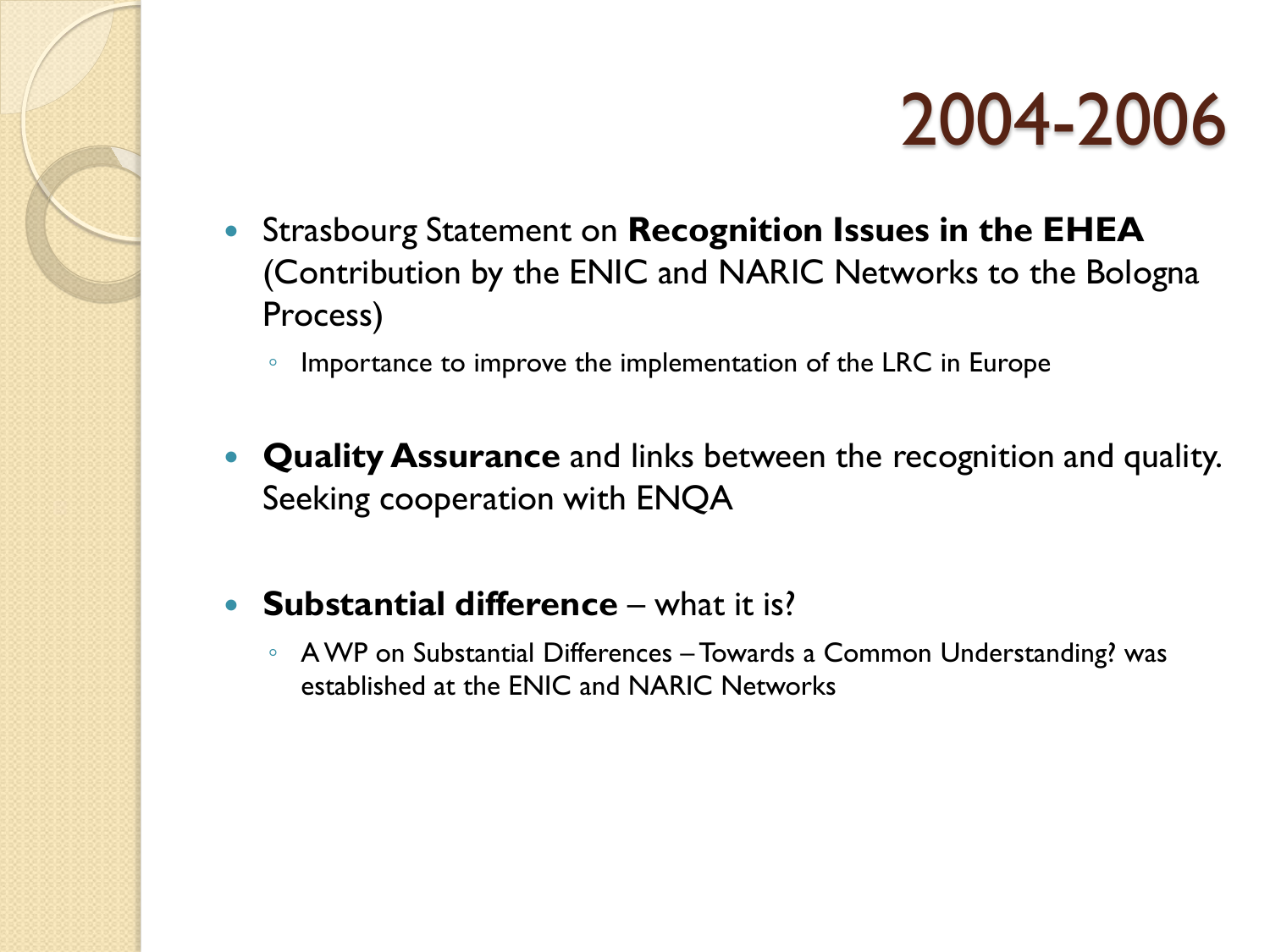# 2004-2006

- Strasbourg Statement on **Recognition Issues in the EHEA** (Contribution by the ENIC and NARIC Networks to the Bologna Process)
  - Importance to improve the implementation of the LRC in Europe

- **Quality Assurance** and links between the recognition and quality. Seeking cooperation with ENQA

- **Substantial difference** – what it is?
  - A WP on Substantial Differences – Towards a Common Understanding? was established at the ENIC and NARIC Networks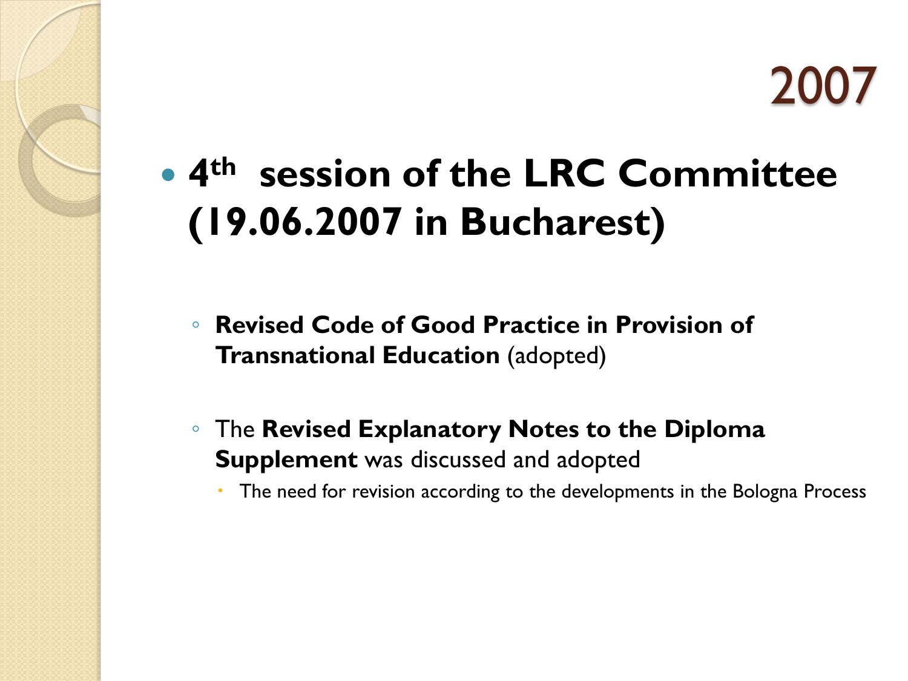# 2007

- **4th session of the LRC Committee (19.06.2007 in Bucharest)**
  - **Revised Code of Good Practice in Provision of Transnational Education** (adopted)
  - The **Revised Explanatory Notes to the Diploma Supplement** was discussed and adopted
    - The need for revision according to the developments in the Bologna Process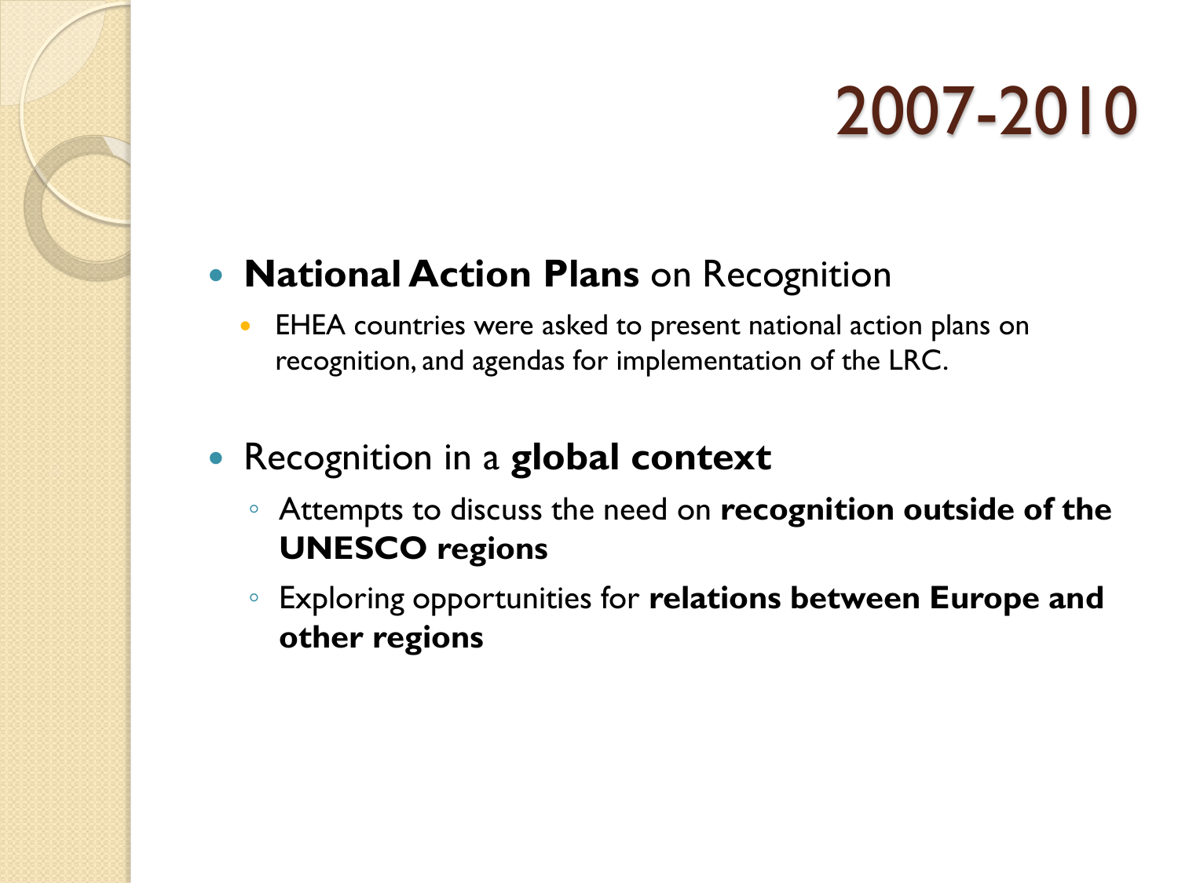# 2007-2010

- **National Action Plans** on Recognition
  - EHEA countries were asked to present national action plans on recognition, and agendas for implementation of the LRC.

- Recognition in a **global context**
  - Attempts to discuss the need on **recognition outside of the UNESCO regions**
  - Exploring opportunities for **relations between Europe and other regions**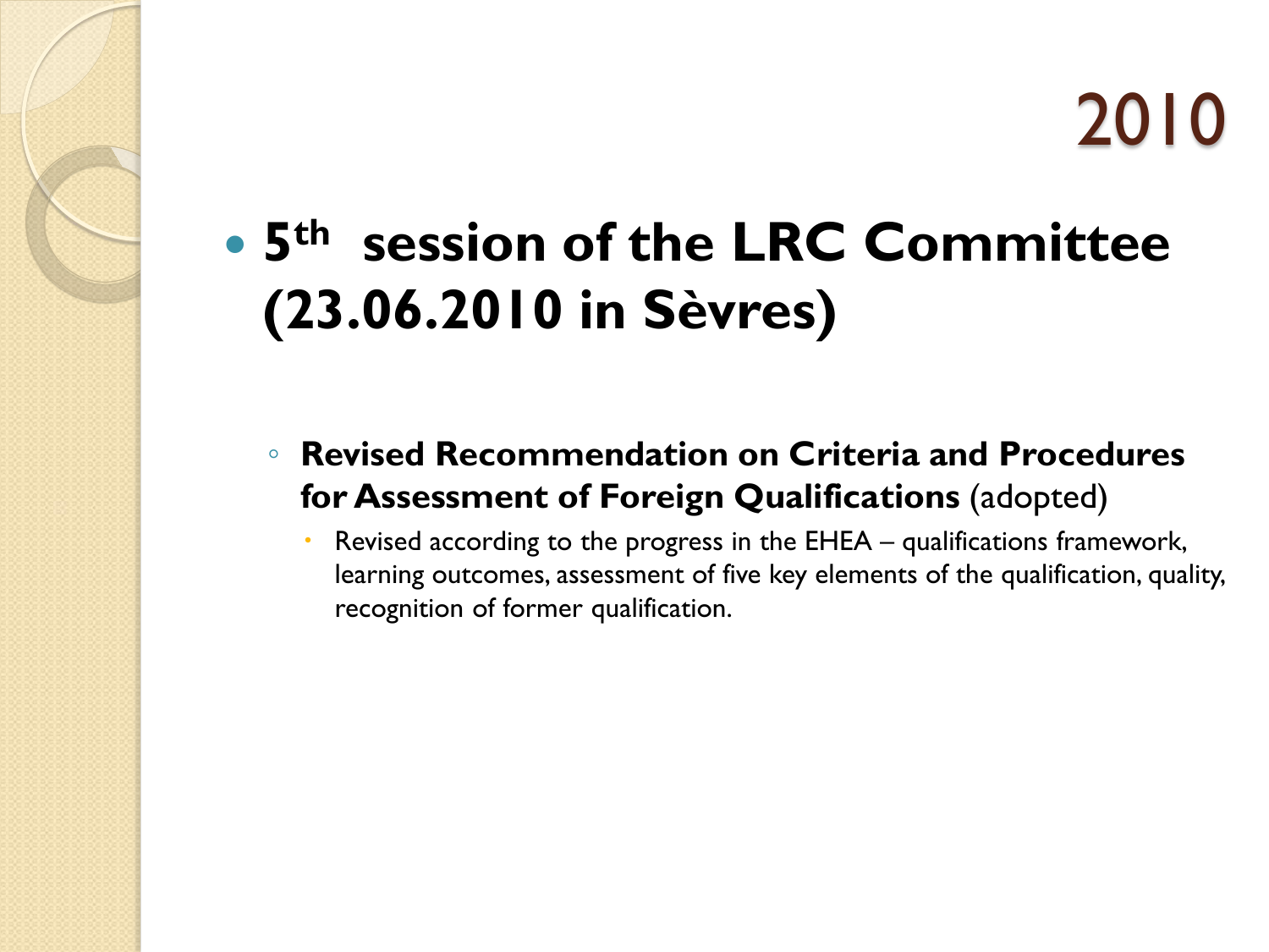# 2010

- **5th session of the LRC Committee (23.06.2010 in Sèvres)**
  - **Revised Recommendation on Criteria and Procedures for Assessment of Foreign Qualifications** (adopted)
    - Revised according to the progress in the EHEA – qualifications framework, learning outcomes, assessment of five key elements of the qualification, quality, recognition of former qualification.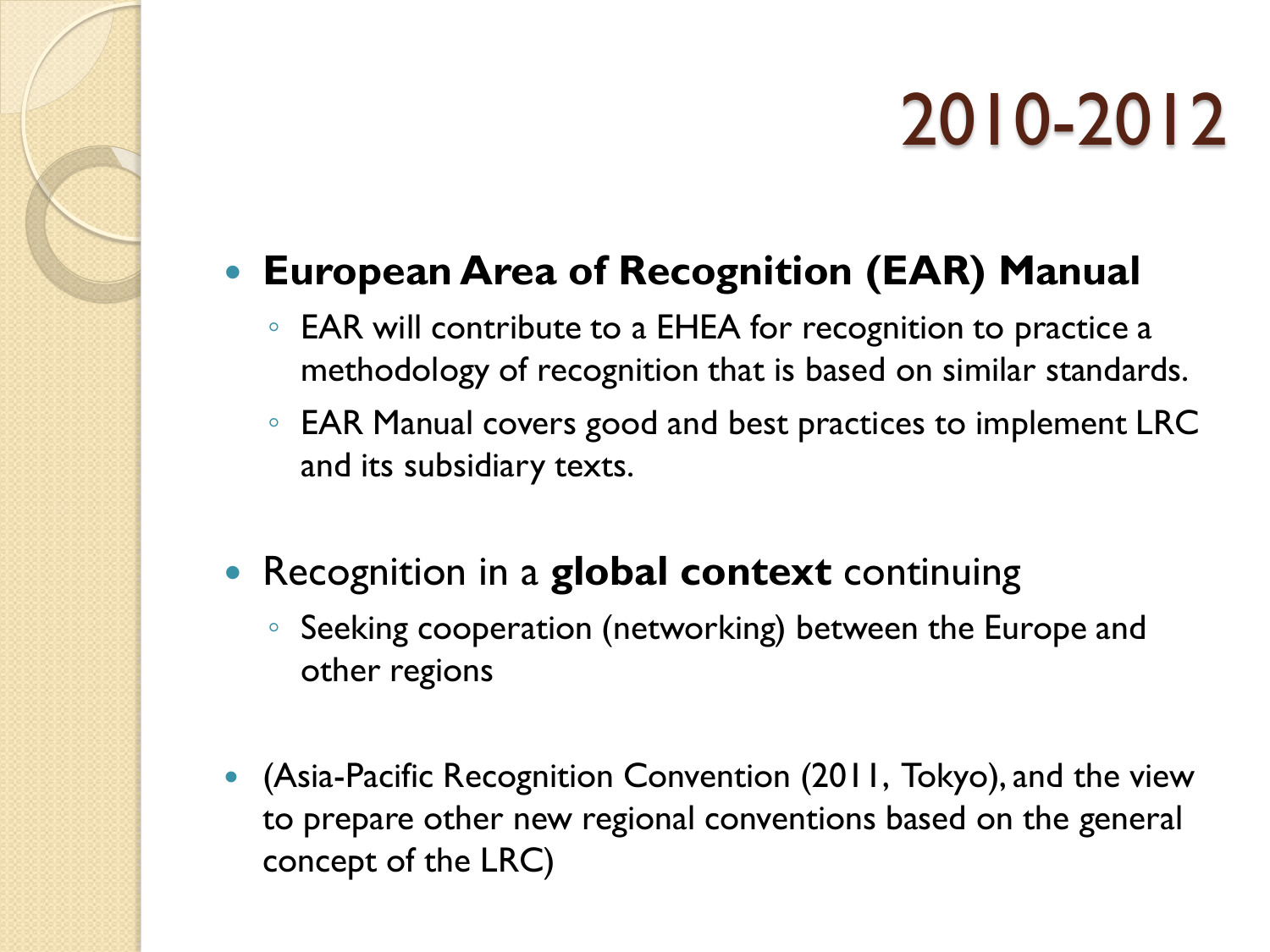# 2010-2012

- **European Area of Recognition (EAR) Manual**
  - EAR will contribute to a EHEA for recognition to practice a methodology of recognition that is based on similar standards.
  - EAR Manual covers good and best practices to implement LRC and its subsidiary texts.
- Recognition in a **global context** continuing
  - Seeking cooperation (networking) between the Europe and other regions
- (Asia-Pacific Recognition Convention (2011, Tokyo), and the view to prepare other new regional conventions based on the general concept of the LRC)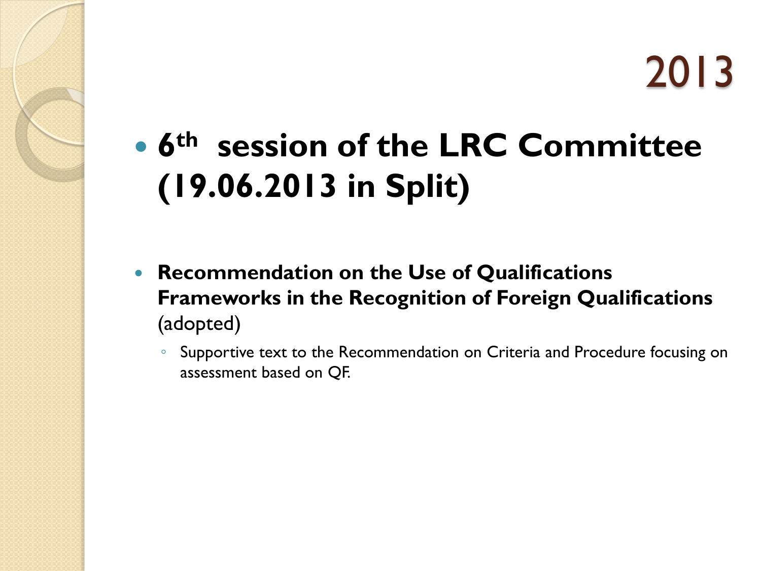# 2013

- **6th session of the LRC Committee (19.06.2013 in Split)**

- **Recommendation on the Use of Qualifications Frameworks in the Recognition of Foreign Qualifications** (adopted)
  - Supportive text to the Recommendation on Criteria and Procedure focusing on assessment based on QF.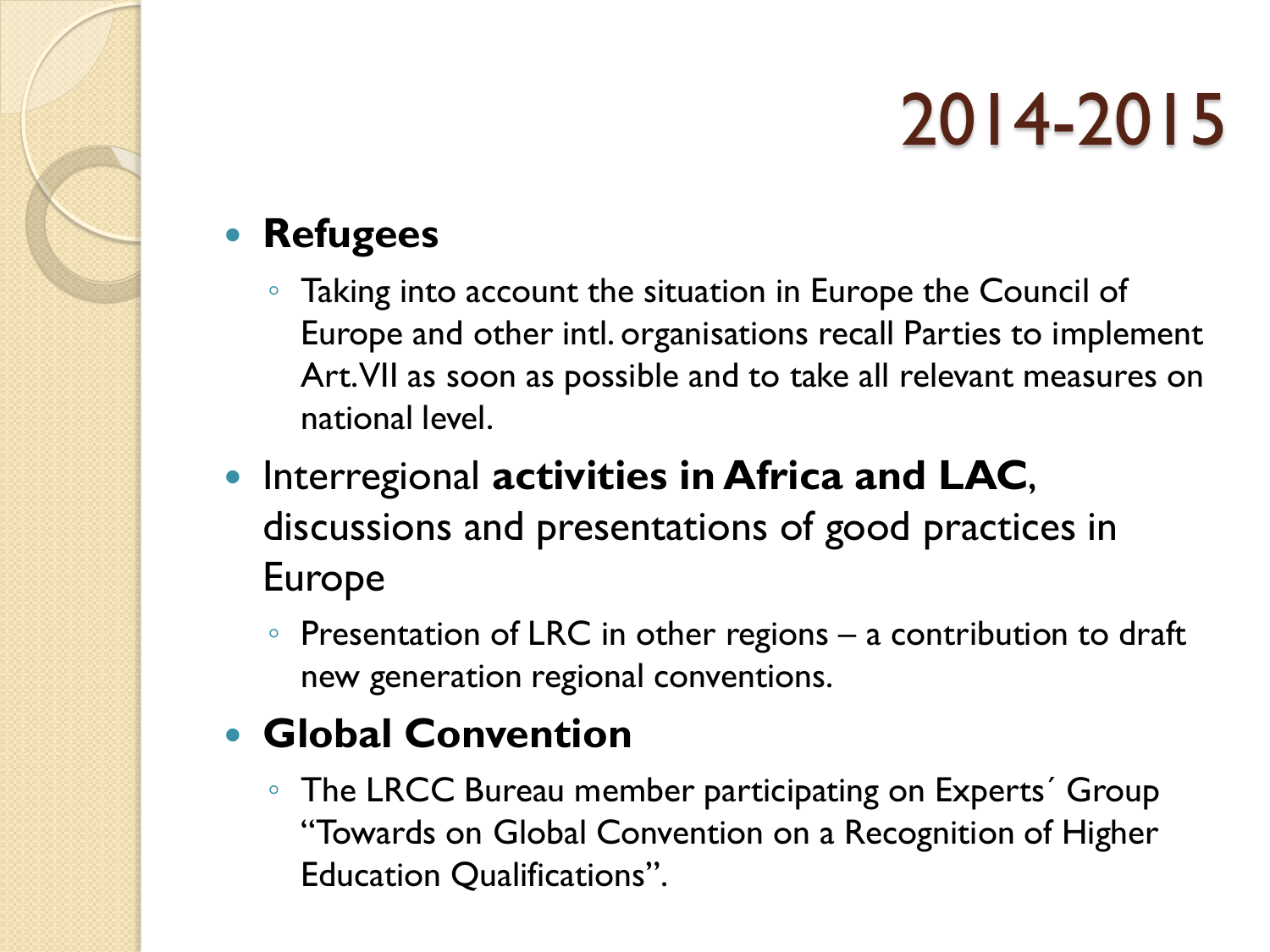# 2014-2015

- **Refugees**
  - Taking into account the situation in Europe the Council of Europe and other intl. organisations recall Parties to implement Art. VII as soon as possible and to take all relevant measures on national level.
- Interregional **activities in Africa and LAC**, discussions and presentations of good practices in Europe
  - Presentation of LRC in other regions – a contribution to draft new generation regional conventions.
- **Global Convention**
  - The LRCC Bureau member participating on Experts´ Group “Towards on Global Convention on a Recognition of Higher Education Qualifications”.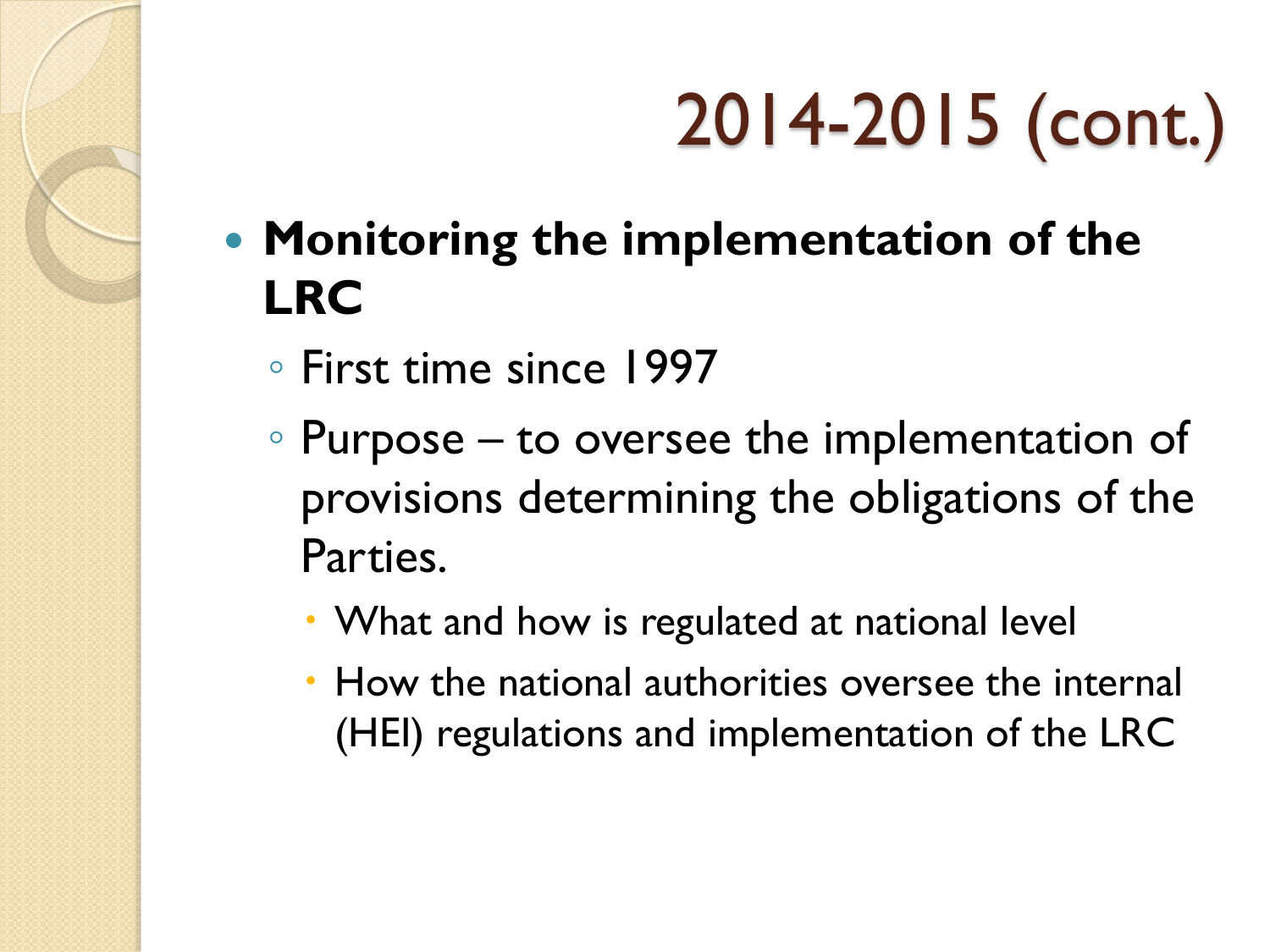# 2014-2015 (cont.)

- **Monitoring the implementation of the LRC**
  - First time since 1997
  - Purpose – to oversee the implementation of provisions determining the obligations of the Parties.
    - What and how is regulated at national level
    - How the national authorities oversee the internal (HEI) regulations and implementation of the LRC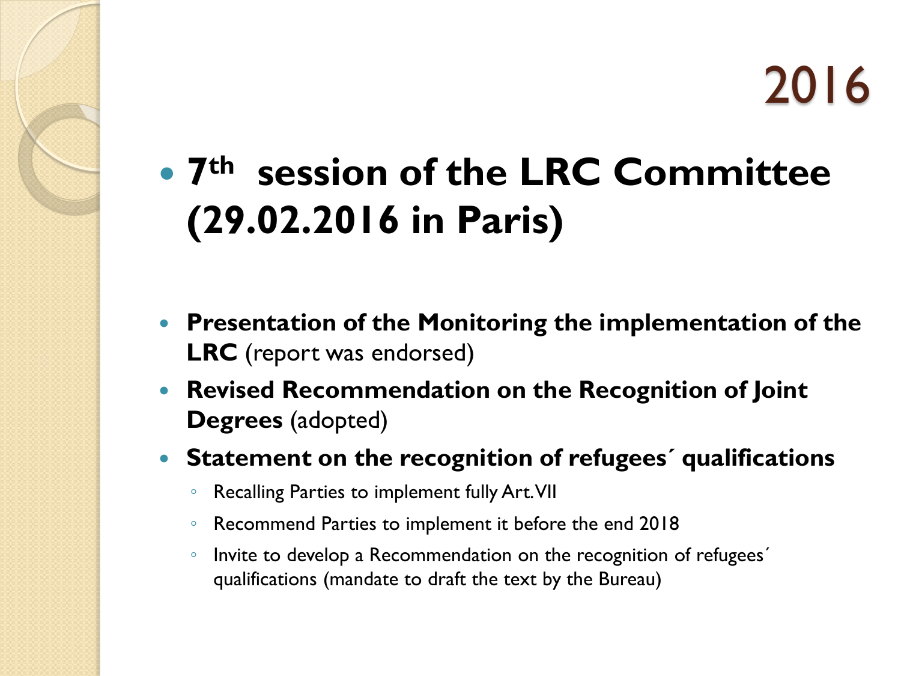# 2016

- **7th session of the LRC Committee (29.02.2016 in Paris)**

- **Presentation of the Monitoring the implementation of the LRC** (report was endorsed)
- **Revised Recommendation on the Recognition of Joint Degrees** (adopted)
- **Statement on the recognition of refugees´ qualifications**
  - Recalling Parties to implement fully Art. VII
  - Recommend Parties to implement it before the end 2018
  - Invite to develop a Recommendation on the recognition of refugees´ qualifications (mandate to draft the text by the Bureau)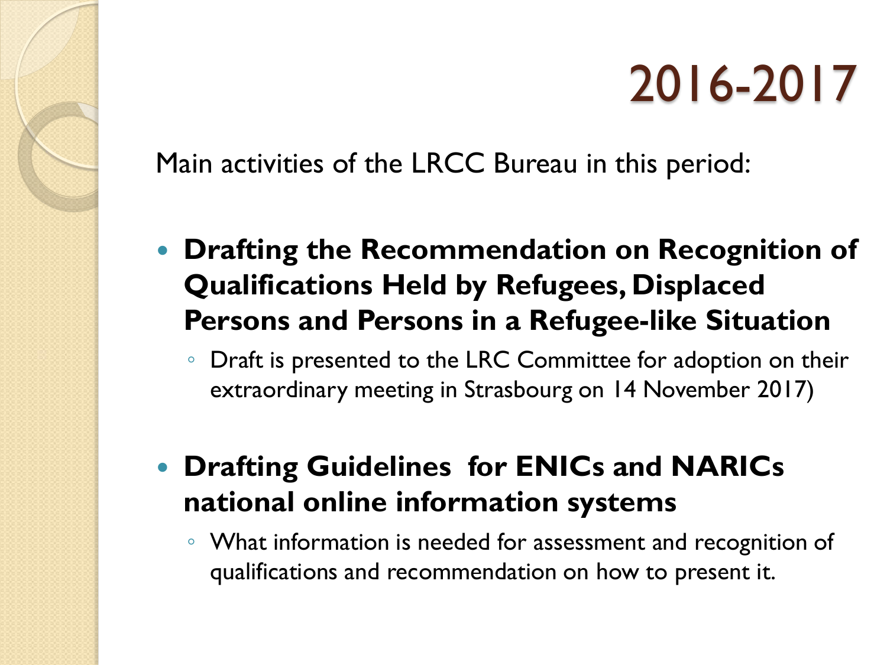# 2016-2017

Main activities of the LRCC Bureau in this period:

- **Drafting the Recommendation on Recognition of Qualifications Held by Refugees, Displaced Persons and Persons in a Refugee-like Situation**
  - Draft is presented to the LRC Committee for adoption on their extraordinary meeting in Strasbourg on 14 November 2017)
- **Drafting Guidelines for ENICs and NARICs national online information systems**
  - What information is needed for assessment and recognition of qualifications and recommendation on how to present it.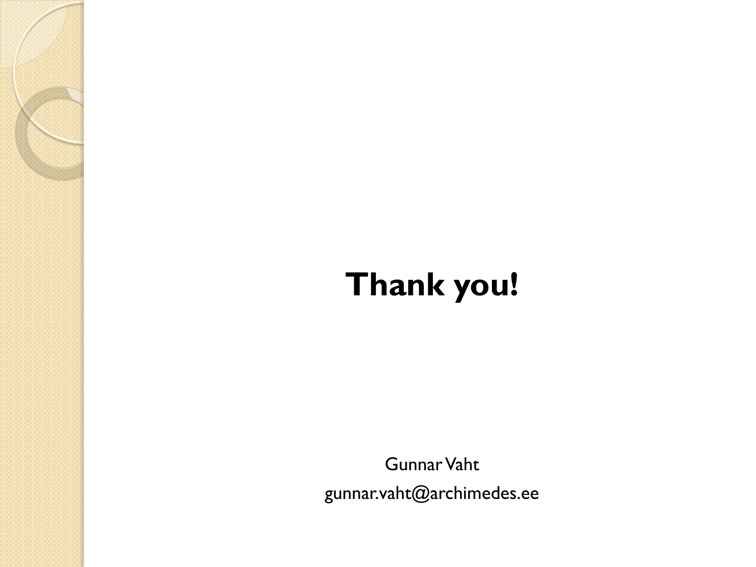**Thank you!**

Gunnar Vaht

gunnar.vaht@archimedes.ee